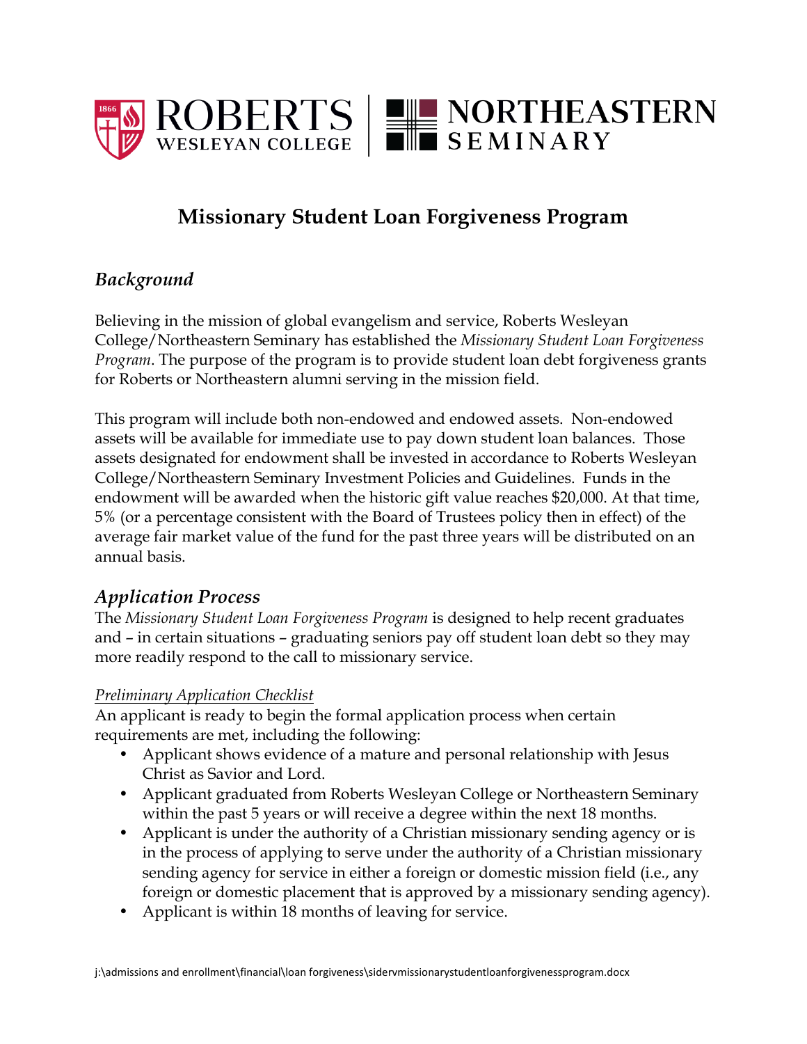ROBERTS WESLEYAN COLLEGE | NORTHEASTERN SEMINARY

# Missionary Student Loan Forgiveness Program

## *Background*

Believing in the mission of global evangelism and service, Roberts Wesleyan College/Northeastern Seminary has established the *Missionary Student Loan Forgiveness Program*. The purpose of the program is to provide student loan debt forgiveness grants for Roberts or Northeastern alumni serving in the mission field.

This program will include both non-endowed and endowed assets. Non-endowed assets will be available for immediate use to pay down student loan balances. Those assets designated for endowment shall be invested in accordance to Roberts Wesleyan College/Northeastern Seminary Investment Policies and Guidelines. Funds in the endowment will be awarded when the historic gift value reaches $20,000. At that time, 5% (or a percentage consistent with the Board of Trustees policy then in effect) of the average fair market value of the fund for the past three years will be distributed on an annual basis.

## *Application Process*

The *Missionary Student Loan Forgiveness Program* is designed to help recent graduates and – in certain situations – graduating seniors pay off student loan debt so they may more readily respond to the call to missionary service.

*Preliminary Application Checklist*

An applicant is ready to begin the formal application process when certain requirements are met, including the following:

- Applicant shows evidence of a mature and personal relationship with Jesus Christ as Savior and Lord.
- Applicant graduated from Roberts Wesleyan College or Northeastern Seminary within the past 5 years or will receive a degree within the next 18 months.
- Applicant is under the authority of a Christian missionary sending agency or is in the process of applying to serve under the authority of a Christian missionary sending agency for service in either a foreign or domestic mission field (i.e., any foreign or domestic placement that is approved by a missionary sending agency).
- Applicant is within 18 months of leaving for service.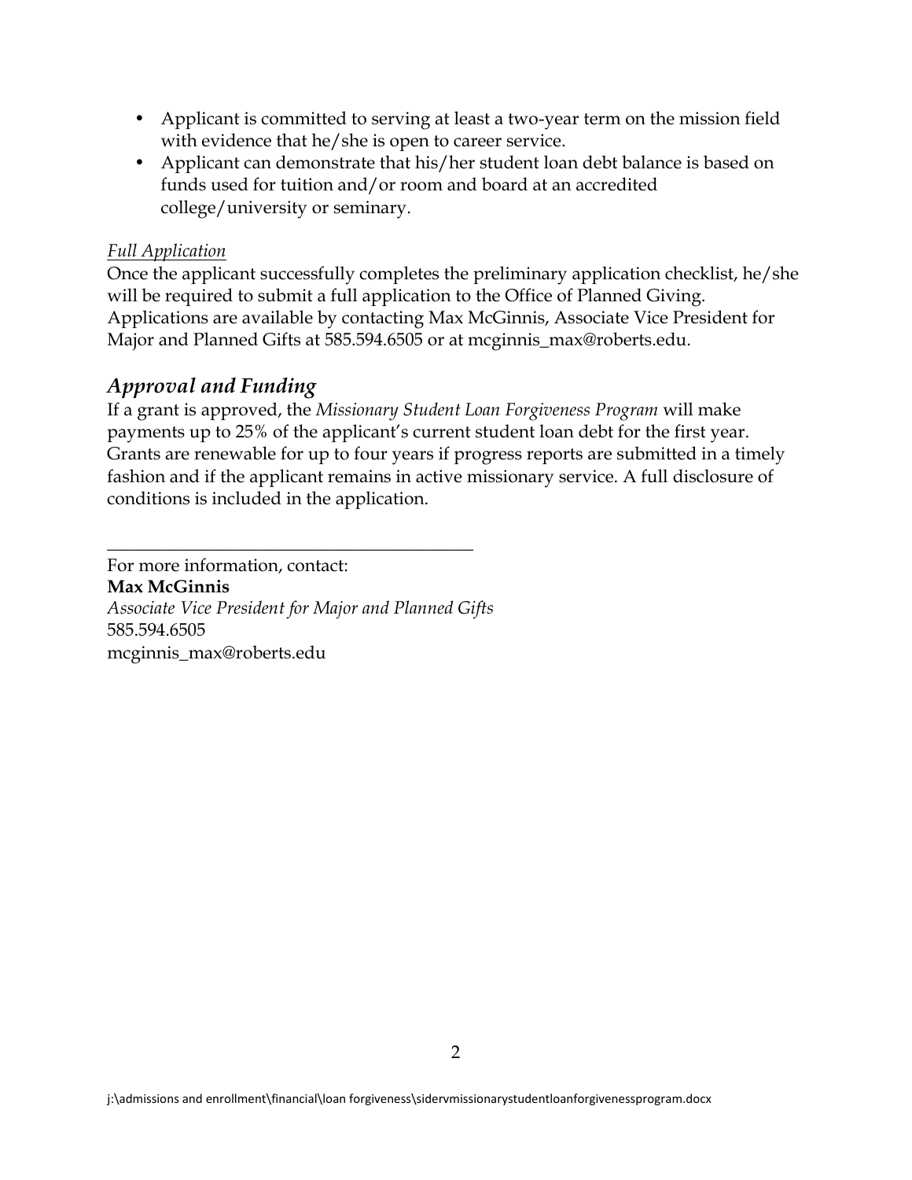- Applicant is committed to serving at least a two-year term on the mission field with evidence that he/she is open to career service.
- Applicant can demonstrate that his/her student loan debt balance is based on funds used for tuition and/or room and board at an accredited college/university or seminary.

*Full Application*

Once the applicant successfully completes the preliminary application checklist, he/she will be required to submit a full application to the Office of Planned Giving. Applications are available by contacting Max McGinnis, Associate Vice President for Major and Planned Gifts at 585.594.6505 or at mcginnis_max@roberts.edu.

## *Approval and Funding*

If a grant is approved, the *Missionary Student Loan Forgiveness Program* will make payments up to 25% of the applicant's current student loan debt for the first year. Grants are renewable for up to four years if progress reports are submitted in a timely fashion and if the applicant remains in active missionary service. A full disclosure of conditions is included in the application.

---

For more information, contact:
**Max McGinnis**
*Associate Vice President for Major and Planned Gifts*
585.594.6505
mcginnis_max@roberts.edu

j:\admissions and enrollment\financial\loan forgiveness\sidervmissionarystudentloanforgivenessprogram.docx